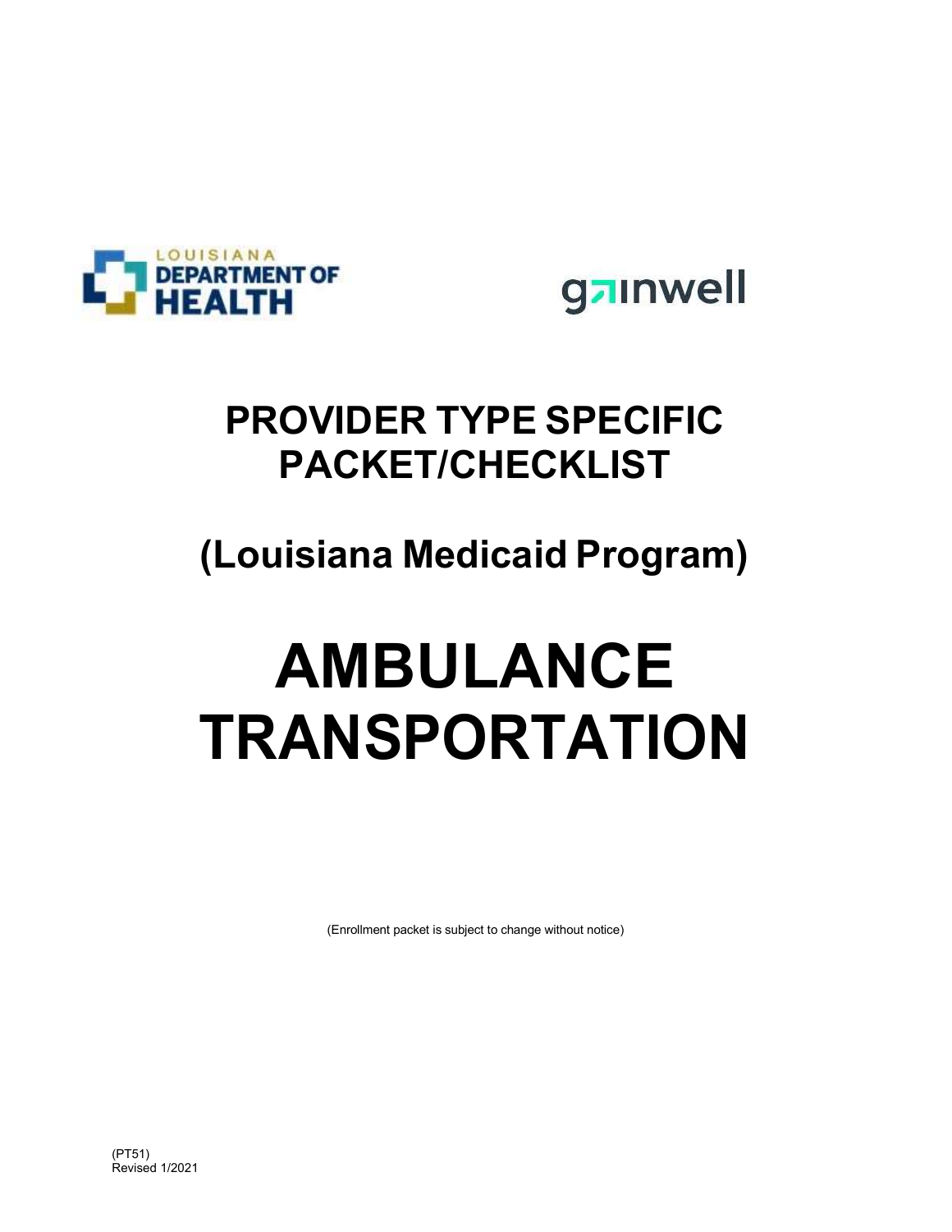LOUISIANA DEPARTMENT OF HEALTH

gainwell

# PROVIDER TYPE SPECIFIC PACKET/CHECKLIST

## (Louisiana Medicaid Program)

# AMBULANCE TRANSPORTATION

(Enrollment packet is subject to change without notice)

(PT51)
Revised 1/2021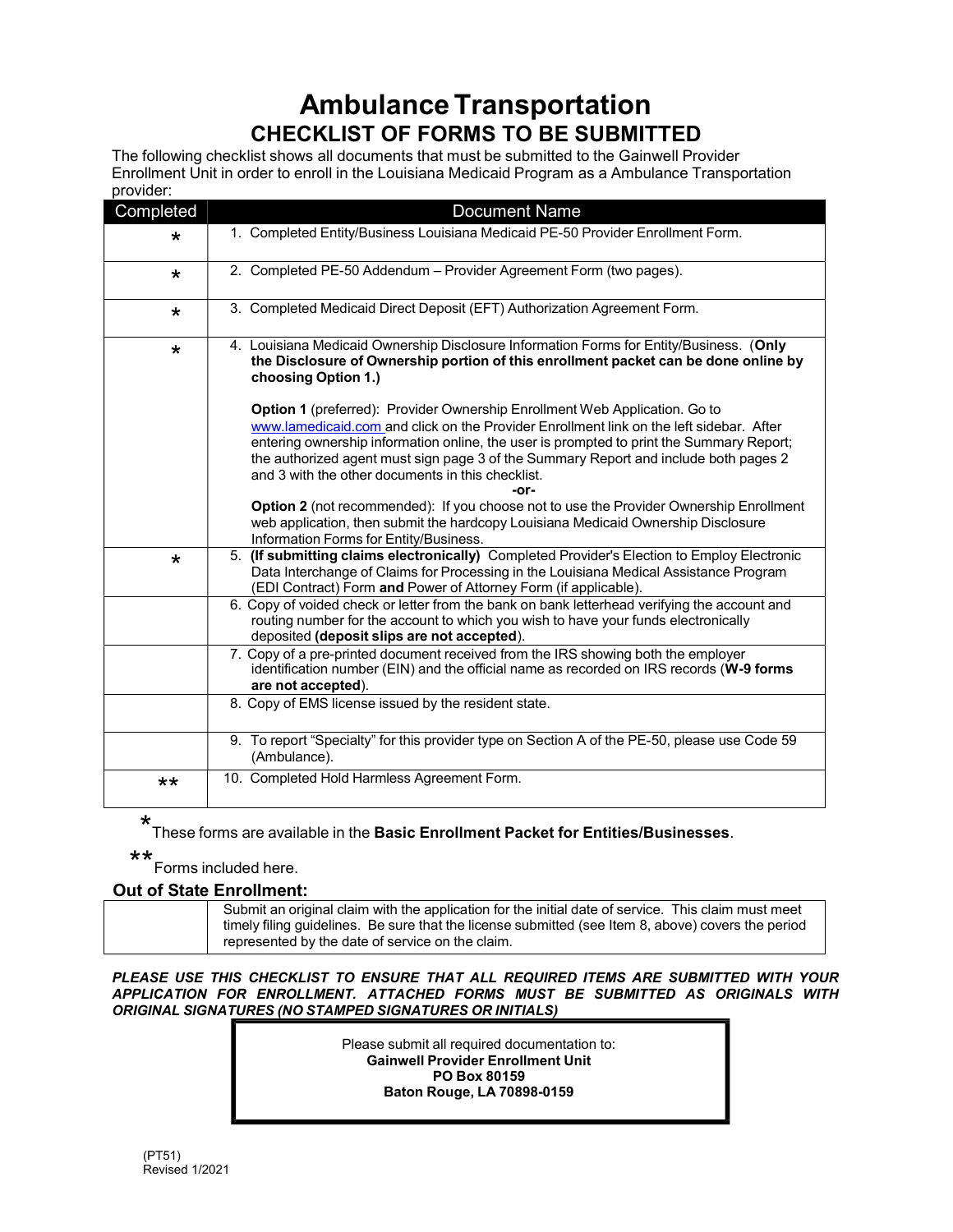# Ambulance Transportation

## CHECKLIST OF FORMS TO BE SUBMITTED

The following checklist shows all documents that must be submitted to the Gainwell Provider Enrollment Unit in order to enroll in the Louisiana Medicaid Program as a Ambulance Transportation provider:

| Completed | Document Name |
|---|---|
| * | 1. Completed Entity/Business Louisiana Medicaid PE-50 Provider Enrollment Form. |
| * | 2. Completed PE-50 Addendum – Provider Agreement Form (two pages). |
| * | 3. Completed Medicaid Direct Deposit (EFT) Authorization Agreement Form. |
| * | 4. Louisiana Medicaid Ownership Disclosure Information Forms for Entity/Business. (**Only the Disclosure of Ownership portion of this enrollment packet can be done online by choosing Option 1.)**<br><br>**Option 1** (preferred): Provider Ownership Enrollment Web Application. Go to www.lamedicaid.com and click on the Provider Enrollment link on the left sidebar. After entering ownership information online, the user is prompted to print the Summary Report; the authorized agent must sign page 3 of the Summary Report and include both pages 2 and 3 with the other documents in this checklist.<br>**-or-**<br>**Option 2** (not recommended): If you choose not to use the Provider Ownership Enrollment web application, then submit the hardcopy Louisiana Medicaid Ownership Disclosure Information Forms for Entity/Business. |
| * | 5. **(If submitting claims electronically)** Completed Provider's Election to Employ Electronic Data Interchange of Claims for Processing in the Louisiana Medical Assistance Program (EDI Contract) Form **and** Power of Attorney Form (if applicable). |
| | 6. Copy of voided check or letter from the bank on bank letterhead verifying the account and routing number for the account to which you wish to have your funds electronically deposited **(deposit slips are not accepted)**. |
| | 7. Copy of a pre-printed document received from the IRS showing both the employer identification number (EIN) and the official name as recorded on IRS records (**W-9 forms are not accepted**). |
| | 8. Copy of EMS license issued by the resident state. |
| | 9. To report "Specialty" for this provider type on Section A of the PE-50, please use Code 59 (Ambulance). |
| ** | 10. Completed Hold Harmless Agreement Form. |

*These forms are available in the **Basic Enrollment Packet for Entities/Businesses**.

**Forms included here.

**Out of State Enrollment:**

| | |
|---|---|
| | Submit an original claim with the application for the initial date of service. This claim must meet timely filing guidelines. Be sure that the license submitted (see Item 8, above) covers the period represented by the date of service on the claim. |

***PLEASE USE THIS CHECKLIST TO ENSURE THAT ALL REQUIRED ITEMS ARE SUBMITTED WITH YOUR APPLICATION FOR ENROLLMENT. ATTACHED FORMS MUST BE SUBMITTED AS ORIGINALS WITH ORIGINAL SIGNATURES (NO STAMPED SIGNATURES OR INITIALS)***

Please submit all required documentation to:
**Gainwell Provider Enrollment Unit**
**PO Box 80159**
**Baton Rouge, LA 70898-0159**

(PT51)
Revised 1/2021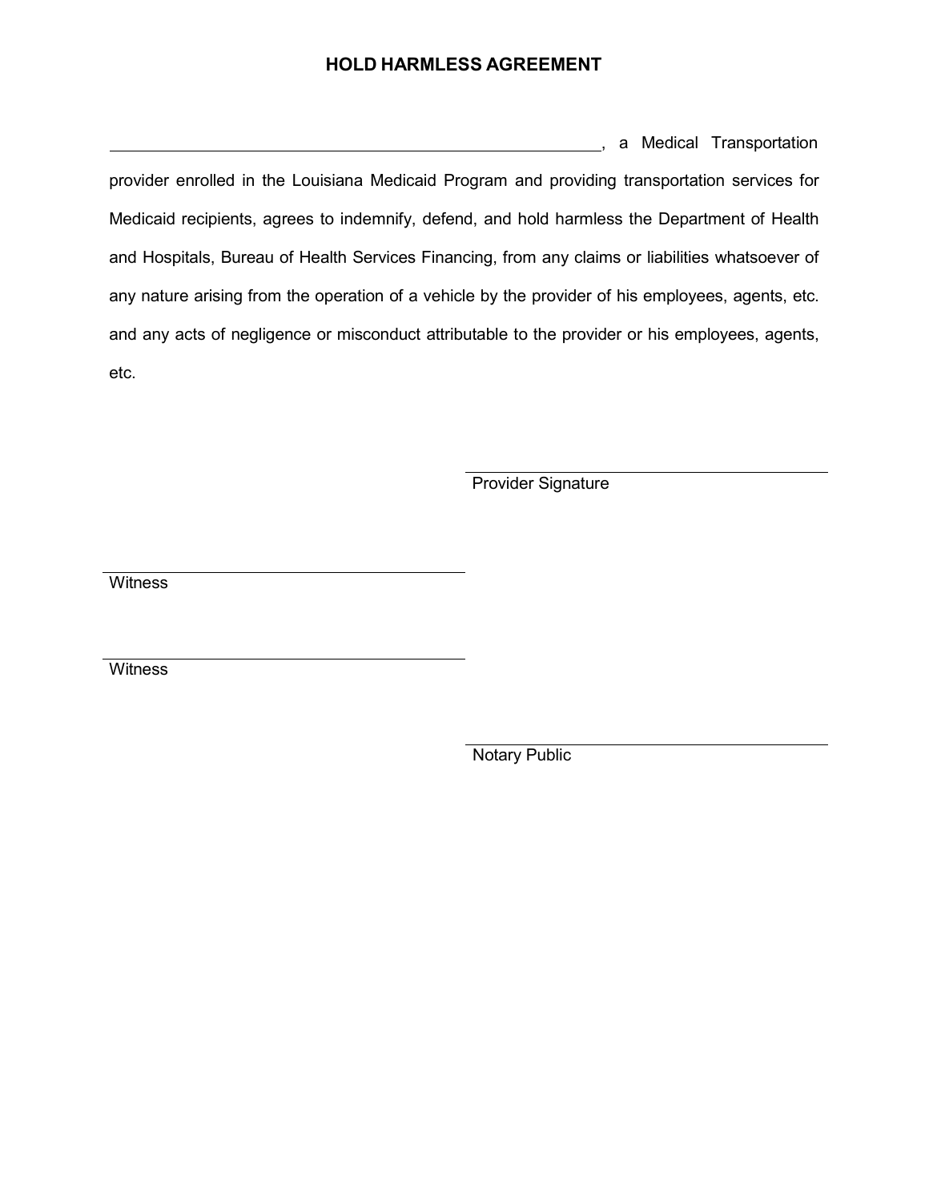# HOLD HARMLESS AGREEMENT

________________________________________, a Medical Transportation provider enrolled in the Louisiana Medicaid Program and providing transportation services for Medicaid recipients, agrees to indemnify, defend, and hold harmless the Department of Health and Hospitals, Bureau of Health Services Financing, from any claims or liabilities whatsoever of any nature arising from the operation of a vehicle by the provider of his employees, agents, etc. and any acts of negligence or misconduct attributable to the provider or his employees, agents, etc.

________________________________________
Provider Signature

________________________________________
Witness

________________________________________
Witness

________________________________________
Notary Public